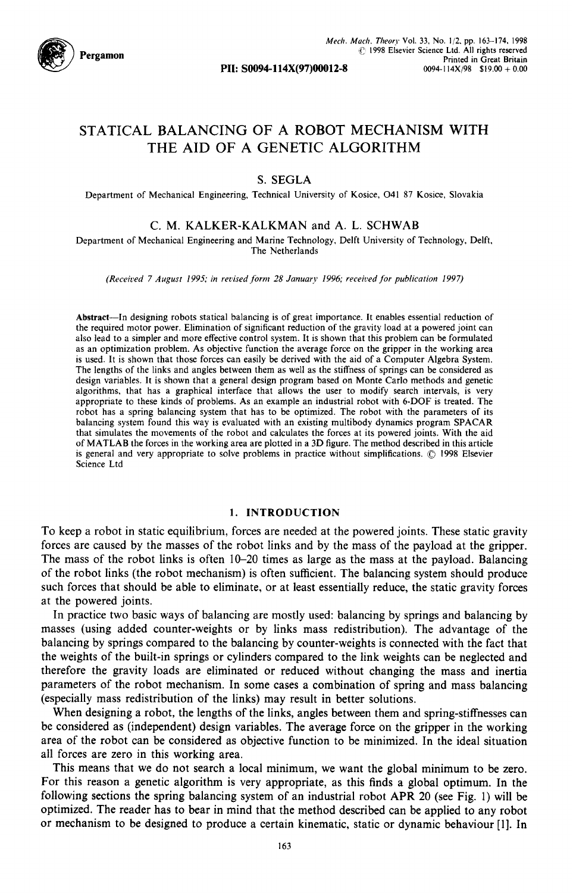# STATICAL BALANCING OF A ROBOT MECHANISM WITH THE AID OF A GENETIC ALGORITHM

S. SEGLA

Department of Mechanical Engineering, Technical University of Kosice, O41 87 Kosice, Slovakia

C. M. KALKER-KALKMAN and A. L. SCHWAB

Department of Mechanical Engineering and Marine Technology, Delft University of Technology, Delft, The Netherlands

*(Received 7 August 1995; in revised form 28 January 1996; received for publication 1997)*

**Abstract**—In designing robots statical balancing is of great importance. It enables essential reduction of the required motor power. Elimination of significant reduction of the gravity load at a powered joint can also lead to a simpler and more effective control system. It is shown that this problem can be formulated as an optimization problem. As objective function the average force on the gripper in the working area is used. It is shown that those forces can easily be derived with the aid of a Computer Algebra System. The lengths of the links and angles between them as well as the stiffness of springs can be considered as design variables. It is shown that a general design program based on Monte Carlo methods and genetic algorithms, that has a graphical interface that allows the user to modify search intervals, is very appropriate to these kinds of problems. As an example an industrial robot with 6-DOF is treated. The robot has a spring balancing system that has to be optimized. The robot with the parameters of its balancing system found this way is evaluated with an existing multibody dynamics program SPACAR that simulates the movements of the robot and calculates the forces at its powered joints. With the aid of MATLAB the forces in the working area are plotted in a 3D figure. The method described in this article is general and very appropriate to solve problems in practice without simplifications. © 1998 Elsevier Science Ltd

## 1. INTRODUCTION

To keep a robot in static equilibrium, forces are needed at the powered joints. These static gravity forces are caused by the masses of the robot links and by the mass of the payload at the gripper. The mass of the robot links is often 10–20 times as large as the mass at the payload. Balancing of the robot links (the robot mechanism) is often sufficient. The balancing system should produce such forces that should be able to eliminate, or at least essentially reduce, the static gravity forces at the powered joints.

In practice two basic ways of balancing are mostly used: balancing by springs and balancing by masses (using added counter-weights or by links mass redistribution). The advantage of the balancing by springs compared to the balancing by counter-weights is connected with the fact that the weights of the built-in springs or cylinders compared to the link weights can be neglected and therefore the gravity loads are eliminated or reduced without changing the mass and inertia parameters of the robot mechanism. In some cases a combination of spring and mass balancing (especially mass redistribution of the links) may result in better solutions.

When designing a robot, the lengths of the links, angles between them and spring-stiffnesses can be considered as (independent) design variables. The average force on the gripper in the working area of the robot can be considered as objective function to be minimized. In the ideal situation all forces are zero in this working area.

This means that we do not search a local minimum, we want the global minimum to be zero. For this reason a genetic algorithm is very appropriate, as this finds a global optimum. In the following sections the spring balancing system of an industrial robot APR 20 (see Fig. 1) will be optimized. The reader has to bear in mind that the method described can be applied to any robot or mechanism to be designed to produce a certain kinematic, static or dynamic behaviour [1]. In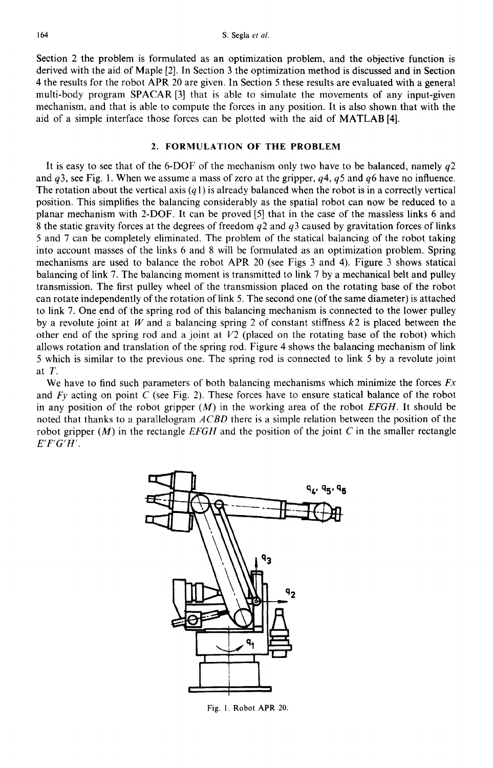Section 2 the problem is formulated as an optimization problem, and the objective function is derived with the aid of Maple [2]. In Section 3 the optimization method is discussed and in Section 4 the results for the robot APR 20 are given. In Section 5 these results are evaluated with a general multi-body program SPACAR [3] that is able to simulate the movements of any input-given mechanism, and that is able to compute the forces in any position. It is also shown that with the aid of a simple interface those forces can be plotted with the aid of MATLAB [4].

## 2. FORMULATION OF THE PROBLEM

It is easy to see that of the 6-DOF of the mechanism only two have to be balanced, namely $q2$ and $q3$, see Fig. 1. When we assume a mass of zero at the gripper, $q4$, $q5$ and $q6$ have no influence. The rotation about the vertical axis ($q1$) is already balanced when the robot is in a correctly vertical position. This simplifies the balancing considerably as the spatial robot can now be reduced to a planar mechanism with 2-DOF. It can be proved [5] that in the case of the massless links 6 and 8 the static gravity forces at the degrees of freedom $q2$ and $q3$ caused by gravitation forces of links 5 and 7 can be completely eliminated. The problem of the statical balancing of the robot taking into account masses of the links 6 and 8 will be formulated as an optimization problem. Spring mechanisms are used to balance the robot APR 20 (see Figs 3 and 4). Figure 3 shows statical balancing of link 7. The balancing moment is transmitted to link 7 by a mechanical belt and pulley transmission. The first pulley wheel of the transmission placed on the rotating base of the robot can rotate independently of the rotation of link 5. The second one (of the same diameter) is attached to link 7. One end of the spring rod of this balancing mechanism is connected to the lower pulley by a revolute joint at $W$ and a balancing spring 2 of constant stiffness $k2$ is placed between the other end of the spring rod and a joint at $V2$ (placed on the rotating base of the robot) which allows rotation and translation of the spring rod. Figure 4 shows the balancing mechanism of link 5 which is similar to the previous one. The spring rod is connected to link 5 by a revolute joint at $T$.

We have to find such parameters of both balancing mechanisms which minimize the forces $Fx$ and $Fy$ acting on point $C$ (see Fig. 2). These forces have to ensure statical balance of the robot in any position of the robot gripper ($M$) in the working area of the robot $EFGH$. It should be noted that thanks to a parallelogram $ACBD$ there is a simple relation between the position of the robot gripper ($M$) in the rectangle $EFGH$ and the position of the joint $C$ in the smaller rectangle $E'F'G'H'$.

Fig. 1. Robot APR 20.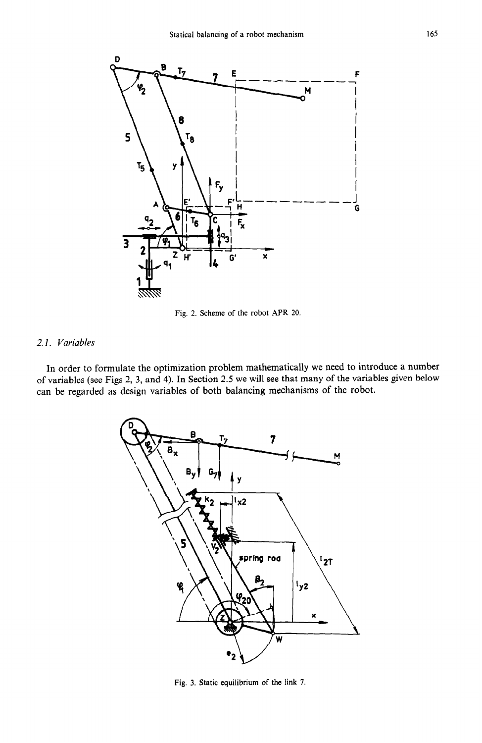Fig. 2. Scheme of the robot APR 20.

### 2.1. *Variables*

In order to formulate the optimization problem mathematically we need to introduce a number of variables (see Figs 2, 3, and 4). In Section 2.5 we will see that many of the variables given below can be regarded as design variables of both balancing mechanisms of the robot.

Fig. 3. Static equilibrium of the link 7.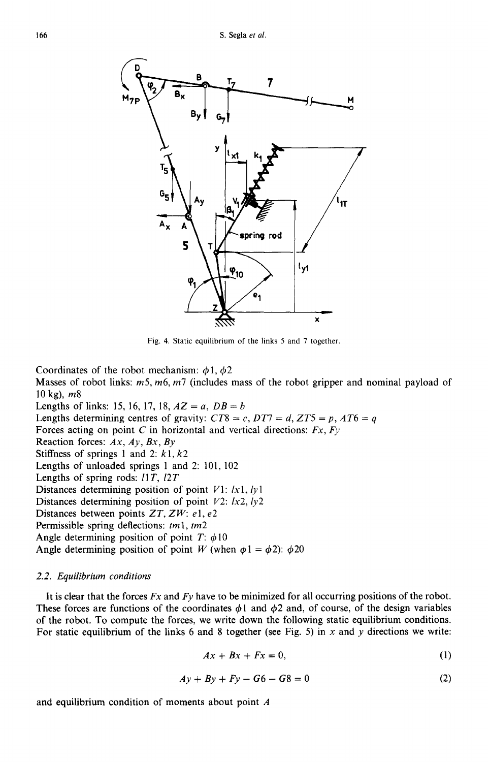Fig. 4. Static equilibrium of the links 5 and 7 together.

Coordinates of the robot mechanism: $\phi 1$, $\phi 2$

Masses of robot links: $m5$, $m6$, $m7$ (includes mass of the robot gripper and nominal payload of 10 kg), $m8$

Lengths of links: $l5$, $l6$, $l7$, $l8$, $AZ = a$, $DB = b$

Lengths determining centres of gravity: $CT8 = c$, $DT7 = d$, $ZT5 = p$, $AT6 = q$

Forces acting on point $C$ in horizontal and vertical directions: $Fx$, $Fy$

Reaction forces: $Ax$, $Ay$, $Bx$, $By$

Stiffness of springs 1 and 2: $k1$, $k2$

Lengths of unloaded springs 1 and 2: $l01$, $l02$

Lengths of spring rods: $l1T$, $l2T$

Distances determining position of point $V1$: $lx1$, $ly1$

Distances determining position of point $V2$: $lx2$, $ly2$

Distances between points $ZT$, $ZW$: $e1$, $e2$

Permissible spring deflections: $tm1$, $tm2$

Angle determining position of point $T$: $\phi 10$

Angle determining position of point $W$ (when $\phi 1 = \phi 2$): $\phi 20$

### 2.2. Equilibrium conditions

It is clear that the forces $Fx$ and $Fy$ have to be minimized for all occurring positions of the robot. These forces are functions of the coordinates $\phi 1$ and $\phi 2$ and, of course, of the design variables of the robot. To compute the forces, we write down the following static equilibrium conditions. For static equilibrium of the links 6 and 8 together (see Fig. 5) in $x$ and $y$ directions we write:

$$Ax + Bx + Fx = 0, \tag{1}$$

$$Ay + By + Fy - G6 - G8 = 0 \tag{2}$$

and equilibrium condition of moments about point $A$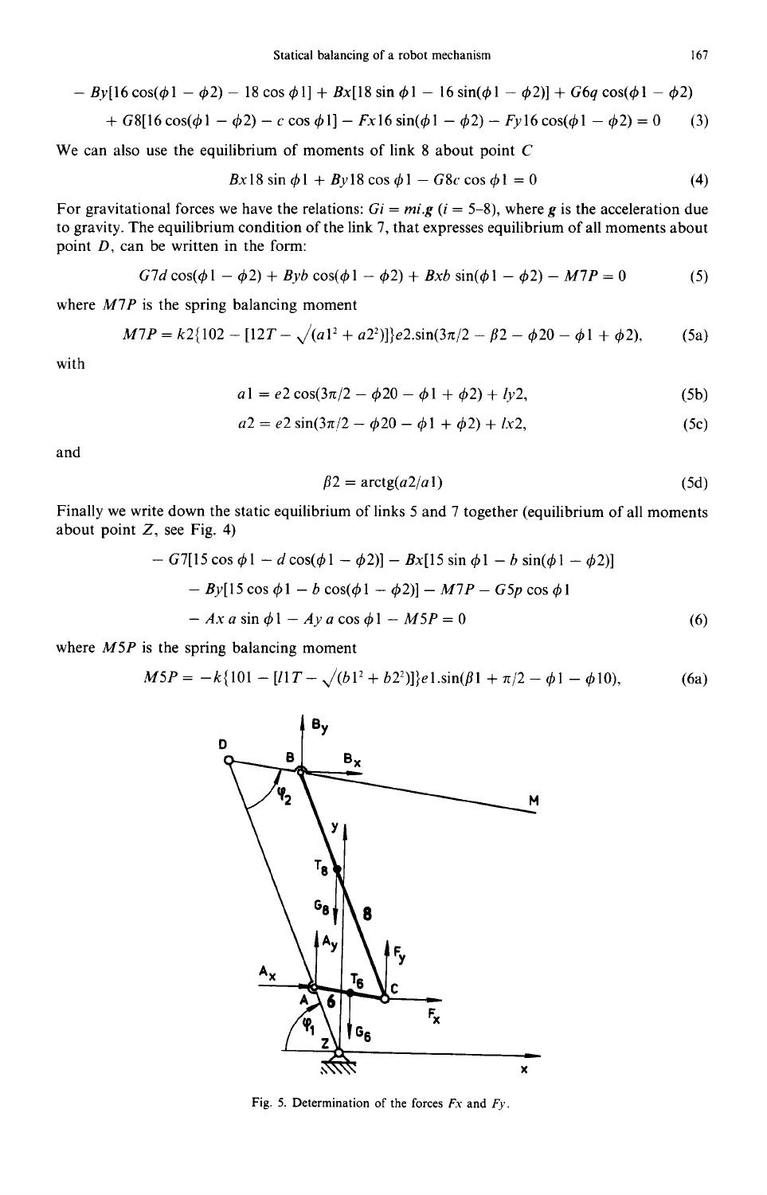$$- By[16\cos(\phi 1 - \phi 2) - 18\cos\phi 1] + Bx[18\sin\phi 1 - 16\sin(\phi 1 - \phi 2)] + G6q\cos(\phi 1 - \phi 2)$$
$$+ G8[16\cos(\phi 1 - \phi 2) - c\cos\phi 1] - Fx16\sin(\phi 1 - \phi 2) - Fy16\cos(\phi 1 - \phi 2) = 0 \qquad (3)$$

We can also use the equilibrium of moments of link 8 about point $C$

$$Bx18\sin\phi 1 + By18\cos\phi 1 - G8c\cos\phi 1 = 0 \qquad (4)$$

For gravitational forces we have the relations: $Gi = mi.g$ ($i = 5$–$8$), where $g$ is the acceleration due to gravity. The equilibrium condition of the link 7, that expresses equilibrium of all moments about point $D$, can be written in the form:

$$G7d\cos(\phi 1 - \phi 2) + Byb\cos(\phi 1 - \phi 2) + Bxb\sin(\phi 1 - \phi 2) - M7P = 0 \qquad (5)$$

where $M7P$ is the spring balancing moment

$$M7P = k2\{l02 - [l2T - \sqrt{(a1^2 + a2^2)}]\}e2.\sin(3\pi/2 - \beta 2 - \phi 20 - \phi 1 + \phi 2), \qquad (5a)$$

with

$$a1 = e2\cos(3\pi/2 - \phi 20 - \phi 1 + \phi 2) + ly2, \qquad (5b)$$

$$a2 = e2\sin(3\pi/2 - \phi 20 - \phi 1 + \phi 2) + lx2, \qquad (5c)$$

and

$$\beta 2 = \operatorname{arctg}(a2/a1) \qquad (5d)$$

Finally we write down the static equilibrium of links 5 and 7 together (equilibrium of all moments about point $Z$, see Fig. 4)

$$- G7[15\cos\phi 1 - d\cos(\phi 1 - \phi 2)] - Bx[15\sin\phi 1 - b\sin(\phi 1 - \phi 2)]$$
$$- By[15\cos\phi 1 - b\cos(\phi 1 - \phi 2)] - M7P - G5p\cos\phi 1$$
$$- Ax\,a\sin\phi 1 - Ay\,a\cos\phi 1 - M5P = 0 \qquad (6)$$

where $M5P$ is the spring balancing moment

$$M5P = -k\{l01 - [l1T - \sqrt{(b1^2 + b2^2)}]\}e1.\sin(\beta 1 + \pi/2 - \phi 1 - \phi 10), \qquad (6a)$$

Fig. 5. Determination of the forces $Fx$ and $Fy$.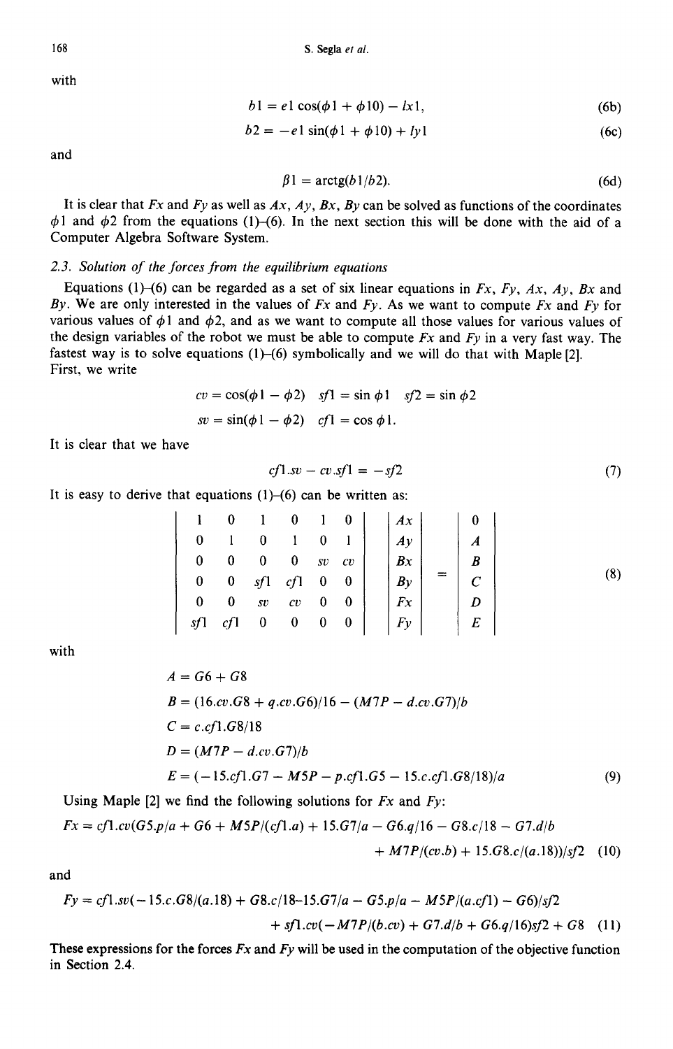with

$$b1 = e1 \cos(\phi 1 + \phi 10) - lx1, \tag{6b}$$

$$b2 = -e1 \sin(\phi 1 + \phi 10) + ly1 \tag{6c}$$

and

$$\beta 1 = \text{arctg}(b1/b2). \tag{6d}$$

It is clear that $Fx$ and $Fy$ as well as $Ax$, $Ay$, $Bx$, $By$ can be solved as functions of the coordinates $\phi 1$ and $\phi 2$ from the equations (1)–(6). In the next section this will be done with the aid of a Computer Algebra Software System.

### 2.3. Solution of the forces from the equilibrium equations

Equations (1)–(6) can be regarded as a set of six linear equations in $Fx$, $Fy$, $Ax$, $Ay$, $Bx$ and $By$. We are only interested in the values of $Fx$ and $Fy$. As we want to compute $Fx$ and $Fy$ for various values of $\phi 1$ and $\phi 2$, and as we want to compute all those values for various values of the design variables of the robot we must be able to compute $Fx$ and $Fy$ in a very fast way. The fastest way is to solve equations (1)–(6) symbolically and we will do that with Maple [2].

First, we write

$$cv = \cos(\phi 1 - \phi 2) \quad sf1 = \sin \phi 1 \quad sf2 = \sin \phi 2$$

$$sv = \sin(\phi 1 - \phi 2) \quad cf1 = \cos \phi 1.$$

It is clear that we have

$$cf1.sv - cv.sf1 = -sf2 \tag{7}$$

It is easy to derive that equations (1)–(6) can be written as:

$$\begin{vmatrix} 1 & 0 & 1 & 0 & 1 & 0 \\ 0 & 1 & 0 & 1 & 0 & 1 \\ 0 & 0 & 0 & 0 & sv & cv \\ 0 & 0 & sf1 & cf1 & 0 & 0 \\ 0 & 0 & sv & cv & 0 & 0 \\ sf1 & cf1 & 0 & 0 & 0 & 0 \end{vmatrix} \begin{vmatrix} Ax \\ Ay \\ Bx \\ By \\ Fx \\ Fy \end{vmatrix} = \begin{vmatrix} 0 \\ A \\ B \\ C \\ D \\ E \end{vmatrix} \tag{8}$$

with

$$\begin{aligned} A &= G6 + G8 \\ B &= (16.cv.G8 + q.cv.G6)/16 - (M7P - d.cv.G7)/b \\ C &= c.cf1.G8/18 \\ D &= (M7P - d.cv.G7)/b \\ E &= (-15.cf1.G7 - M5P - p.cf1.G5 - 15.c.cf1.G8/18)/a \end{aligned} \tag{9}$$

Using Maple [2] we find the following solutions for $Fx$ and $Fy$:

$$Fx = cf1.cv(G5.p/a + G6 + M5P/(cf1.a) + 15.G7/a - G6.q/16 - G8.c/18 - G7.d/b + M7P/(cv.b) + 15.G8.c/(a.18))/sf2 \tag{10}$$

and

$$Fy = cf1.sv(-15.c.G8/(a.18) + G8.c/18 - 15.G7/a - G5.p/a - M5P/(a.cf1) - G6)/sf2 + sf1.cv(-M7P/(b.cv) + G7.d/b + G6.q/16)sf2 + G8 \tag{11}$$

These expressions for the forces $Fx$ and $Fy$ will be used in the computation of the objective function in Section 2.4.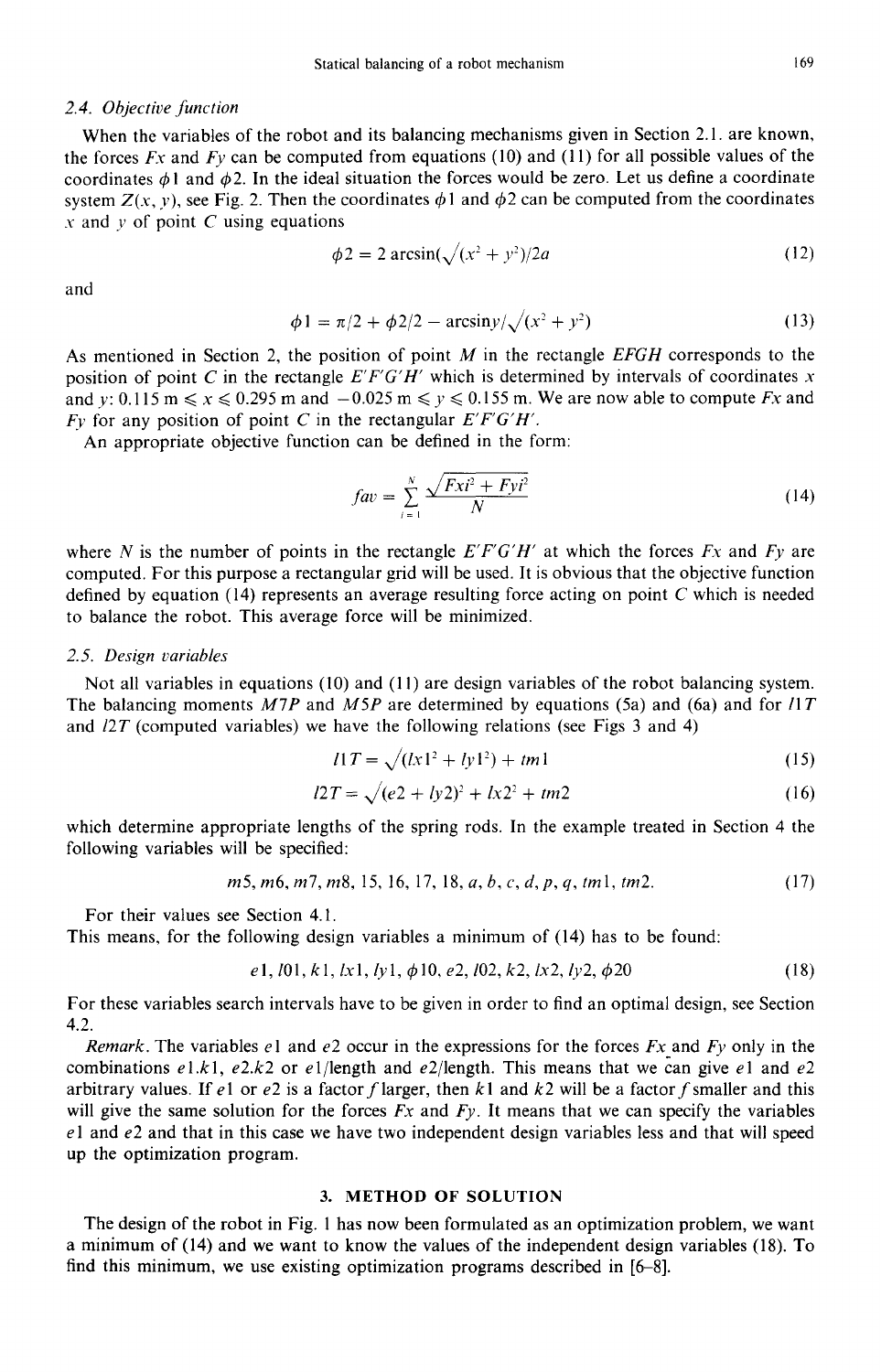### 2.4. *Objective function*

When the variables of the robot and its balancing mechanisms given in Section 2.1. are known, the forces $Fx$ and $Fy$ can be computed from equations (10) and (11) for all possible values of the coordinates $\phi 1$ and $\phi 2$. In the ideal situation the forces would be zero. Let us define a coordinate system $Z(x, y)$, see Fig. 2. Then the coordinates $\phi 1$ and $\phi 2$ can be computed from the coordinates $x$ and $y$ of point $C$ using equations

$$\phi 2 = 2 \arcsin(\sqrt{(x^2 + y^2)}/2a \tag{12}$$

and

$$\phi 1 = \pi/2 + \phi 2/2 - \arcsin y/\sqrt{(x^2 + y^2)} \tag{13}$$

As mentioned in Section 2, the position of point $M$ in the rectangle $EFGH$ corresponds to the position of point $C$ in the rectangle $E'F'G'H'$ which is determined by intervals of coordinates $x$ and $y$: $0.115\ \text{m} \leqslant x \leqslant 0.295\ \text{m}$ and $-0.025\ \text{m} \leqslant y \leqslant 0.155\ \text{m}$. We are now able to compute $Fx$ and $Fy$ for any position of point $C$ in the rectangular $E'F'G'H'$.

An appropriate objective function can be defined in the form:

$$fav = \sum_{i=1}^{N} \frac{\sqrt{Fxi^2 + Fyi^2}}{N} \tag{14}$$

where $N$ is the number of points in the rectangle $E'F'G'H'$ at which the forces $Fx$ and $Fy$ are computed. For this purpose a rectangular grid will be used. It is obvious that the objective function defined by equation (14) represents an average resulting force acting on point $C$ which is needed to balance the robot. This average force will be minimized.

### 2.5. *Design variables*

Not all variables in equations (10) and (11) are design variables of the robot balancing system. The balancing moments $M7P$ and $M5P$ are determined by equations (5a) and (6a) and for $l1T$ and $l2T$ (computed variables) we have the following relations (see Figs 3 and 4)

$$l1T = \sqrt{(lx1^2 + ly1^2)} + tm1 \tag{15}$$

$$l2T = \sqrt{(e2 + ly2)^2 + lx2^2} + tm2 \tag{16}$$

which determine appropriate lengths of the spring rods. In the example treated in Section 4 the following variables will be specified:

$$m5, m6, m7, m8, l5, l6, l7, l8, a, b, c, d, p, q, tm1, tm2. \tag{17}$$

For their values see Section 4.1.

This means, for the following design variables a minimum of (14) has to be found:

$$e1, l01, k1, lx1, ly1, \phi 10, e2, l02, k2, lx2, ly2, \phi 20 \tag{18}$$

For these variables search intervals have to be given in order to find an optimal design, see Section 4.2.

*Remark.* The variables $e1$ and $e2$ occur in the expressions for the forces $Fx$ and $Fy$ only in the combinations $e1.k1$, $e2.k2$ or $e1$/length and $e2$/length. This means that we can give $e1$ and $e2$ arbitrary values. If $e1$ or $e2$ is a factor $f$ larger, then $k1$ and $k2$ will be a factor $f$ smaller and this will give the same solution for the forces $Fx$ and $Fy$. It means that we can specify the variables $e1$ and $e2$ and that in this case we have two independent design variables less and that will speed up the optimization program.

## 3. METHOD OF SOLUTION

The design of the robot in Fig. 1 has now been formulated as an optimization problem, we want a minimum of (14) and we want to know the values of the independent design variables (18). To find this minimum, we use existing optimization programs described in [6–8].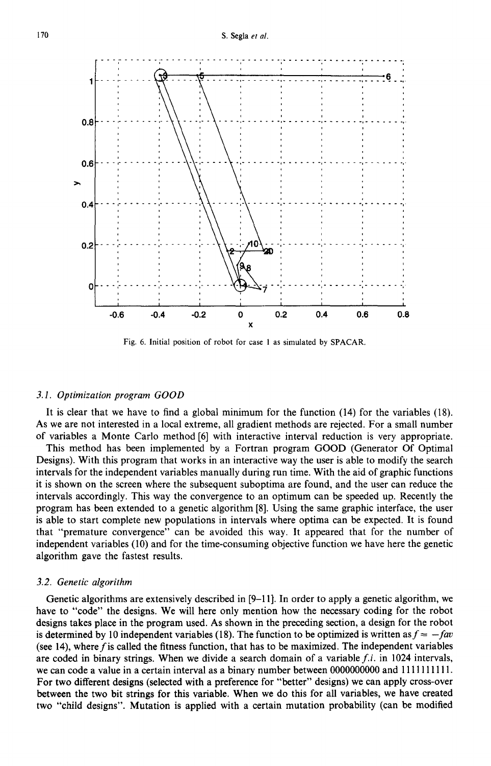Fig. 6. Initial position of robot for case 1 as simulated by SPACAR.

### 3.1. Optimization program GOOD

It is clear that we have to find a global minimum for the function (14) for the variables (18). As we are not interested in a local extreme, all gradient methods are rejected. For a small number of variables a Monte Carlo method [6] with interactive interval reduction is very appropriate.

This method has been implemented by a Fortran program GOOD (Generator Of Optimal Designs). With this program that works in an interactive way the user is able to modify the search intervals for the independent variables manually during run time. With the aid of graphic functions it is shown on the screen where the subsequent suboptima are found, and the user can reduce the intervals accordingly. This way the convergence to an optimum can be speeded up. Recently the program has been extended to a genetic algorithm [8]. Using the same graphic interface, the user is able to start complete new populations in intervals where optima can be expected. It is found that "premature convergence" can be avoided this way. It appeared that for the number of independent variables (10) and for the time-consuming objective function we have here the genetic algorithm gave the fastest results.

### 3.2. Genetic algorithm

Genetic algorithms are extensively described in [9–11]. In order to apply a genetic algorithm, we have to "code" the designs. We will here only mention how the necessary coding for the robot designs takes place in the program used. As shown in the preceding section, a design for the robot is determined by 10 independent variables (18). The function to be optimized is written as $f = -fav$ (see 14), where $f$ is called the fitness function, that has to be maximized. The independent variables are coded in binary strings. When we divide a search domain of a variable $f.i.$ in 1024 intervals, we can code a value in a certain interval as a binary number between 0000000000 and 1111111111. For two different designs (selected with a preference for "better" designs) we can apply cross-over between the two bit strings for this variable. When we do this for all variables, we have created two "child designs". Mutation is applied with a certain mutation probability (can be modified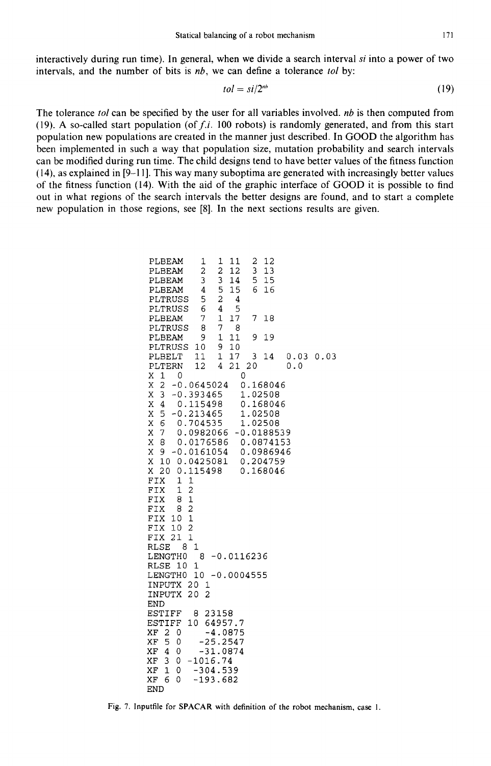interactively during run time). In general, when we divide a search interval $si$ into a power of two intervals, and the number of bits is $nb$, we can define a tolerance $tol$ by:

$$tol = si/2^{nb} \tag{19}$$

The tolerance $tol$ can be specified by the user for all variables involved. $nb$ is then computed from (19). A so-called start population (of *f.i.* 100 robots) is randomly generated, and from this start population new populations are created in the manner just described. In GOOD the algorithm has been implemented in such a way that population size, mutation probability and search intervals can be modified during run time. The child designs tend to have better values of the fitness function (14), as explained in [9–11]. This way many suboptima are generated with increasingly better values of the fitness function (14). With the aid of the graphic interface of GOOD it is possible to find out in what regions of the search intervals the better designs are found, and to start a complete new population in those regions, see [8]. In the next sections results are given.

```
PLBEAM    1   1 11   2 12
PLBEAM    2   2 12   3 13
PLBEAM    3   3 14   5 15
PLBEAM    4   5 15   6 16
PLTRUSS   5   2  4
PLTRUSS   6   4  5
PLBEAM    7   1 17   7 18
PLTRUSS   8   7  8
PLBEAM    9   1 11   9 19
PLTRUSS  10   9 10
PLBELT   11   1 17   3 14    0.03 0.03
PLTERN   12   4 21 20        0.0
X 1  0            0
X 2 -0.0645024   0.168046
X 3 -0.393465    1.02508
X 4  0.115498    0.168046
X 5 -0.213465    1.02508
X 6  0.704535    1.02508
X 7  0.0982066  -0.0188539
X 8  0.0176586   0.0874153
X 9 -0.0161054   0.0986946
X 10 0.0425081   0.204759
X 20 0.115498    0.168046
FIX  1 1
FIX  1 2
FIX  8 1
FIX  8 2
FIX 10 1
FIX 10 2
FIX 21 1
RLSE  8 1
LENGTH0  8 -0.0116236
RLSE 10 1
LENGTH0 10 -0.0004555
INPUTX 20 1
INPUTX 20 2
END
ESTIFF  8 23158
ESTIFF 10 64957.7
XF 2 0     -4.0875
XF 5 0    -25.2547
XF 4 0    -31.0874
XF 3 0  -1016.74
XF 1 0   -304.539
XF 6 0   -193.682
END
```

Fig. 7. Inputfile for SPACAR with definition of the robot mechanism, case 1.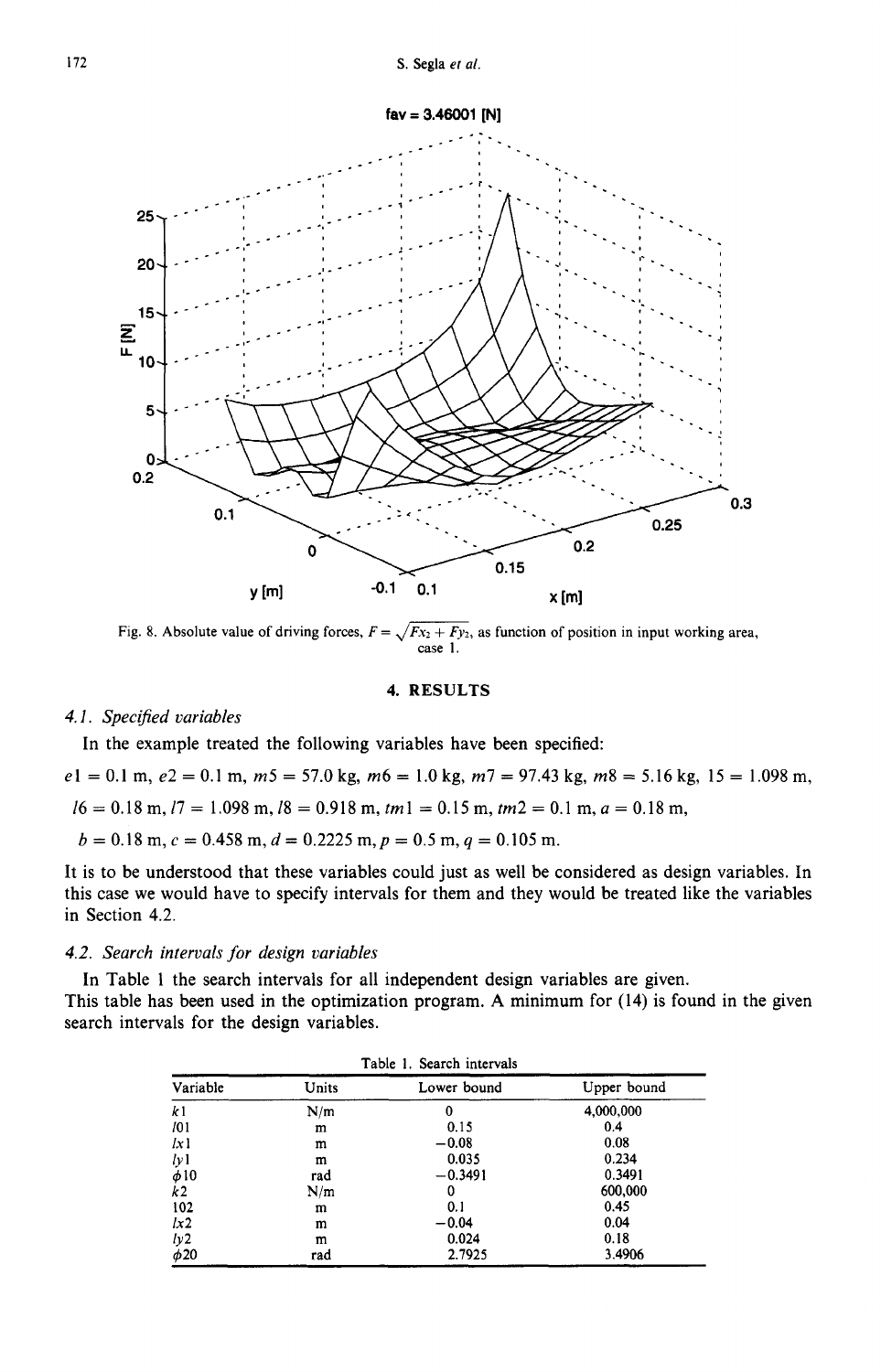fav = 3.46001 [N]

Fig. 8. Absolute value of driving forces, $F = \sqrt{Fx_2 + Fy_2}$, as function of position in input working area, case 1.

## 4. RESULTS

### 4.1. Specified variables

In the example treated the following variables have been specified:

$e1 = 0.1$ m, $e2 = 0.1$ m, $m5 = 57.0$ kg, $m6 = 1.0$ kg, $m7 = 97.43$ kg, $m8 = 5.16$ kg, $l5 = 1.098$ m, $l6 = 0.18$ m, $l7 = 1.098$ m, $l8 = 0.918$ m, $tm1 = 0.15$ m, $tm2 = 0.1$ m, $a = 0.18$ m, $b = 0.18$ m, $c = 0.458$ m, $d = 0.2225$ m, $p = 0.5$ m, $q = 0.105$ m.

It is to be understood that these variables could just as well be considered as design variables. In this case we would have to specify intervals for them and they would be treated like the variables in Section 4.2.

### 4.2. Search intervals for design variables

In Table 1 the search intervals for all independent design variables are given.

This table has been used in the optimization program. A minimum for (14) is found in the given search intervals for the design variables.

Table 1. Search intervals

| Variable | Units | Lower bound | Upper bound |
|---|---|---|---|
| $k1$ | N/m | 0 | 4,000,000 |
| $l01$ | m | 0.15 | 0.4 |
| $lx1$ | m | −0.08 | 0.08 |
| $ly1$ | m | 0.035 | 0.234 |
| $\phi10$ | rad | −0.3491 | 0.3491 |
| $k2$ | N/m | 0 | 600,000 |
| $l02$ | m | 0.1 | 0.45 |
| $lx2$ | m | −0.04 | 0.04 |
| $ly2$ | m | 0.024 | 0.18 |
| $\phi20$ | rad | 2.7925 | 3.4906 |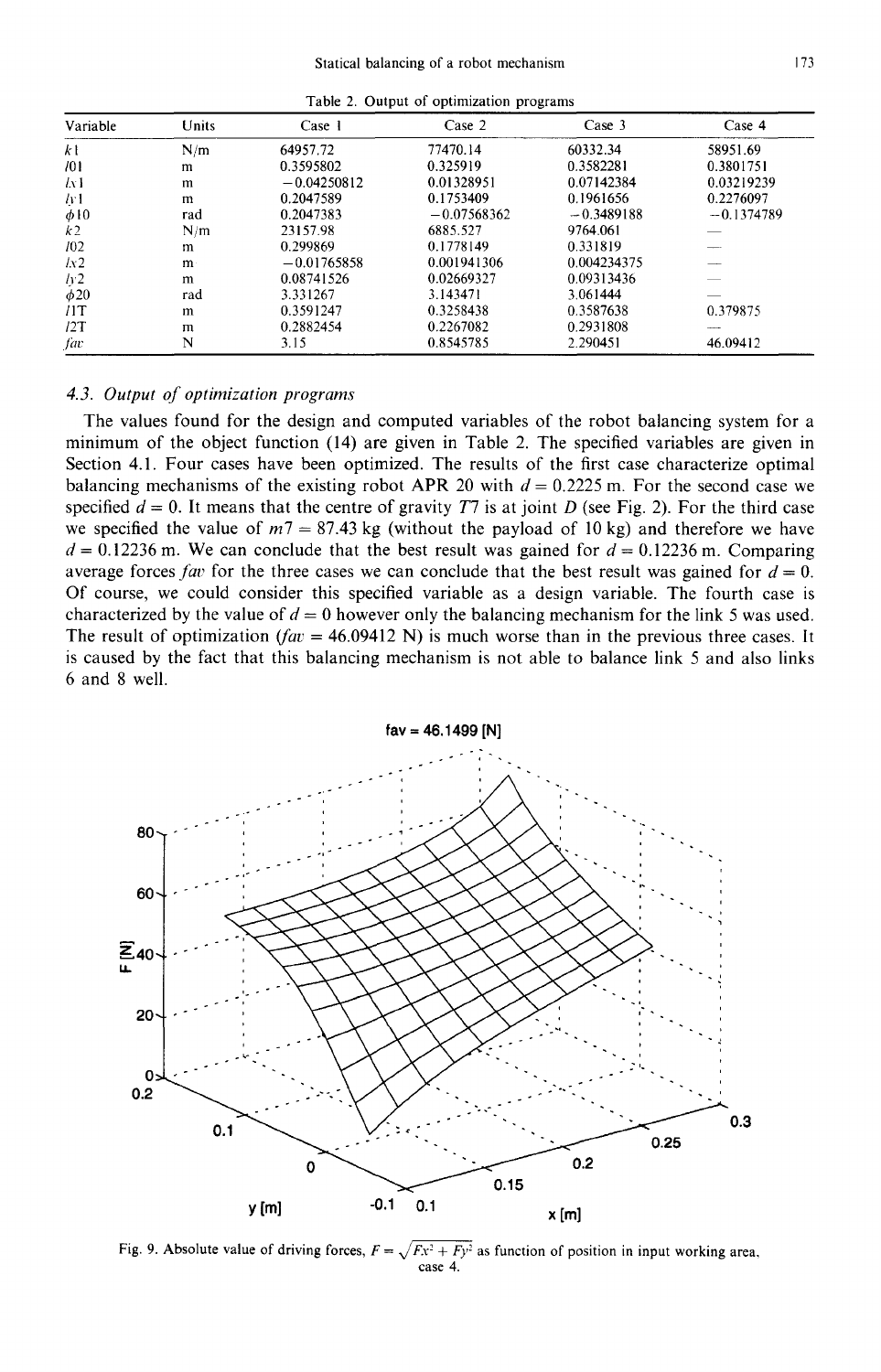Table 2. Output of optimization programs

| Variable | Units | Case 1 | Case 2 | Case 3 | Case 4 |
|---|---|---|---|---|---|
| $k1$ | N/m | 64957.72 | 77470.14 | 60332.34 | 58951.69 |
| $l01$ | m | 0.3595802 | 0.325919 | 0.3582281 | 0.3801751 |
| $lx1$ | m | −0.04250812 | 0.01328951 | 0.07142384 | 0.03219239 |
| $ly1$ | m | 0.2047589 | 0.1753409 | 0.1961656 | 0.2276097 |
| $\phi10$ | rad | 0.2047383 | −0.07568362 | −0.3489188 | −0.1374789 |
| $k2$ | N/m | 23157.98 | 6885.527 | 9764.061 | — |
| $l02$ | m | 0.299869 | 0.1778149 | 0.331819 | — |
| $lx2$ | m | −0.01765858 | 0.001941306 | 0.004234375 | — |
| $ly2$ | m | 0.08741526 | 0.02669327 | 0.09313436 | — |
| $\phi20$ | rad | 3.331267 | 3.143471 | 3.061444 | — |
| $l1T$ | m | 0.3591247 | 0.3258438 | 0.3587638 | 0.379875 |
| $l2T$ | m | 0.2882454 | 0.2267082 | 0.2931808 | — |
| $fav$ | N | 3.15 | 0.8545785 | 2.290451 | 46.09412 |

### 4.3. Output of optimization programs

The values found for the design and computed variables of the robot balancing system for a minimum of the object function (14) are given in Table 2. The specified variables are given in Section 4.1. Four cases have been optimized. The results of the first case characterize optimal balancing mechanisms of the existing robot APR 20 with $d = 0.2225$ m. For the second case we specified $d = 0$. It means that the centre of gravity $T7$ is at joint $D$ (see Fig. 2). For the third case we specified the value of $m7 = 87.43$ kg (without the payload of 10 kg) and therefore we have $d = 0.12236$ m. We can conclude that the best result was gained for $d = 0.12236$ m. Comparing average forces $fav$ for the three cases we can conclude that the best result was gained for $d = 0$. Of course, we could consider this specified variable as a design variable. The fourth case is characterized by the value of $d = 0$ however only the balancing mechanism for the link 5 was used. The result of optimization ($fav = 46.09412$ N) is much worse than in the previous three cases. It is caused by the fact that this balancing mechanism is not able to balance link 5 and also links 6 and 8 well.

Fig. 9. Absolute value of driving forces, $F = \sqrt{Fx^2 + Fy^2}$ as function of position in input working area, case 4.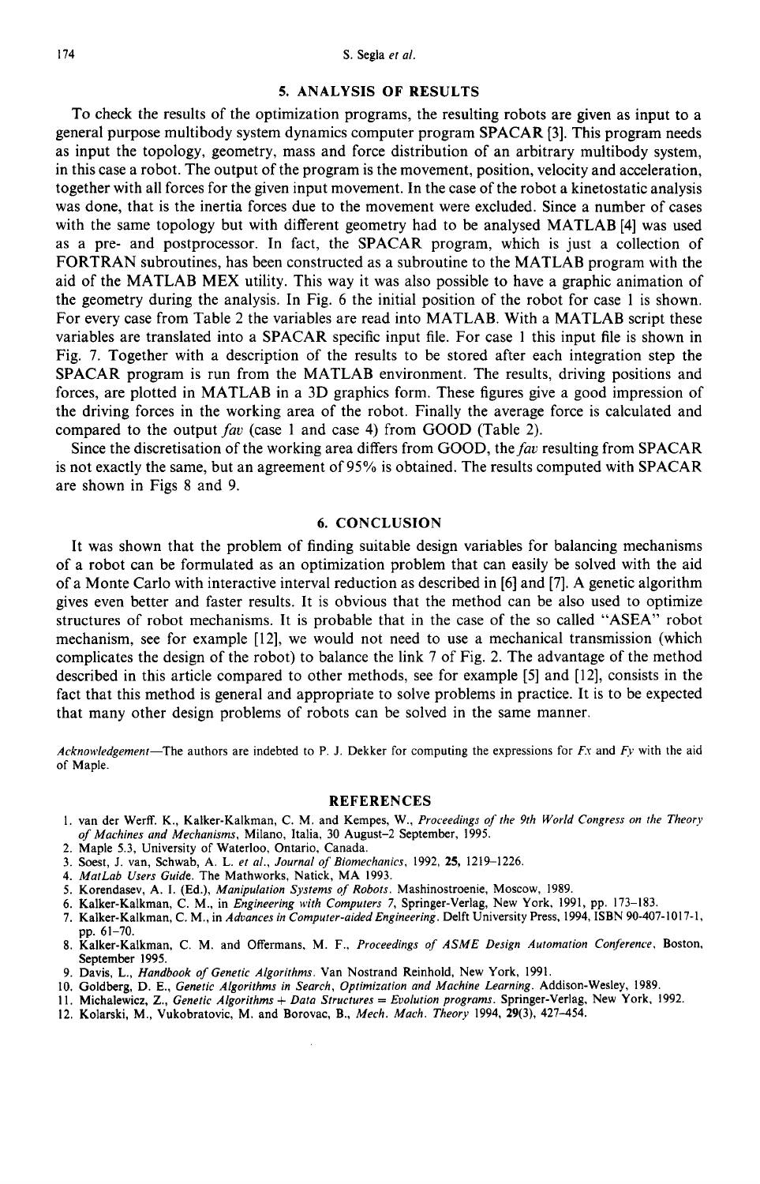## 5. ANALYSIS OF RESULTS

To check the results of the optimization programs, the resulting robots are given as input to a general purpose multibody system dynamics computer program SPACAR [3]. This program needs as input the topology, geometry, mass and force distribution of an arbitrary multibody system, in this case a robot. The output of the program is the movement, position, velocity and acceleration, together with all forces for the given input movement. In the case of the robot a kinetostatic analysis was done, that is the inertia forces due to the movement were excluded. Since a number of cases with the same topology but with different geometry had to be analysed MATLAB [4] was used as a pre- and postprocessor. In fact, the SPACAR program, which is just a collection of FORTRAN subroutines, has been constructed as a subroutine to the MATLAB program with the aid of the MATLAB MEX utility. This way it was also possible to have a graphic animation of the geometry during the analysis. In Fig. 6 the initial position of the robot for case 1 is shown. For every case from Table 2 the variables are read into MATLAB. With a MATLAB script these variables are translated into a SPACAR specific input file. For case 1 this input file is shown in Fig. 7. Together with a description of the results to be stored after each integration step the SPACAR program is run from the MATLAB environment. The results, driving positions and forces, are plotted in MATLAB in a 3D graphics form. These figures give a good impression of the driving forces in the working area of the robot. Finally the average force is calculated and compared to the output *fav* (case 1 and case 4) from GOOD (Table 2).

Since the discretisation of the working area differs from GOOD, the *fav* resulting from SPACAR is not exactly the same, but an agreement of 95% is obtained. The results computed with SPACAR are shown in Figs 8 and 9.

## 6. CONCLUSION

It was shown that the problem of finding suitable design variables for balancing mechanisms of a robot can be formulated as an optimization problem that can easily be solved with the aid of a Monte Carlo with interactive interval reduction as described in [6] and [7]. A genetic algorithm gives even better and faster results. It is obvious that the method can be also used to optimize structures of robot mechanisms. It is probable that in the case of the so called "ASEA" robot mechanism, see for example [12], we would not need to use a mechanical transmission (which complicates the design of the robot) to balance the link 7 of Fig. 2. The advantage of the method described in this article compared to other methods, see for example [5] and [12], consists in the fact that this method is general and appropriate to solve problems in practice. It is to be expected that many other design problems of robots can be solved in the same manner.

*Acknowledgement*—The authors are indebted to P. J. Dekker for computing the expressions for $Fx$ and $Fy$ with the aid of Maple.

## REFERENCES

1. van der Werff, K., Kalker-Kalkman, C. M. and Kempes, W., *Proceedings of the 9th World Congress on the Theory of Machines and Mechanisms*, Milano, Italia, 30 August–2 September, 1995.
2. Maple 5.3, University of Waterloo, Ontario, Canada.
3. Soest, J. van, Schwab, A. L. *et al.*, *Journal of Biomechanics*, 1992, **25**, 1219–1226.
4. *MatLab Users Guide*. The Mathworks, Natick, MA 1993.
5. Korendasev, A. I. (Ed.), *Manipulation Systems of Robots*. Mashinostroenie, Moscow, 1989.
6. Kalker-Kalkman, C. M., in *Engineering with Computers* 7, Springer-Verlag, New York, 1991, pp. 173–183.
7. Kalker-Kalkman, C. M., in *Advances in Computer-aided Engineering*. Delft University Press, 1994, ISBN 90-407-1017-1, pp. 61–70.
8. Kalker-Kalkman, C. M. and Offermans, M. F., *Proceedings of ASME Design Automation Conference*, Boston, September 1995.
9. Davis, L., *Handbook of Genetic Algorithms*. Van Nostrand Reinhold, New York, 1991.
10. Goldberg, D. E., *Genetic Algorithms in Search, Optimization and Machine Learning*. Addison-Wesley, 1989.
11. Michalewicz, Z., *Genetic Algorithms + Data Structures = Evolution programs*. Springer-Verlag, New York, 1992.
12. Kolarski, M., Vukobratovic, M. and Borovac, B., *Mech. Mach. Theory* 1994, **29**(3), 427–454.